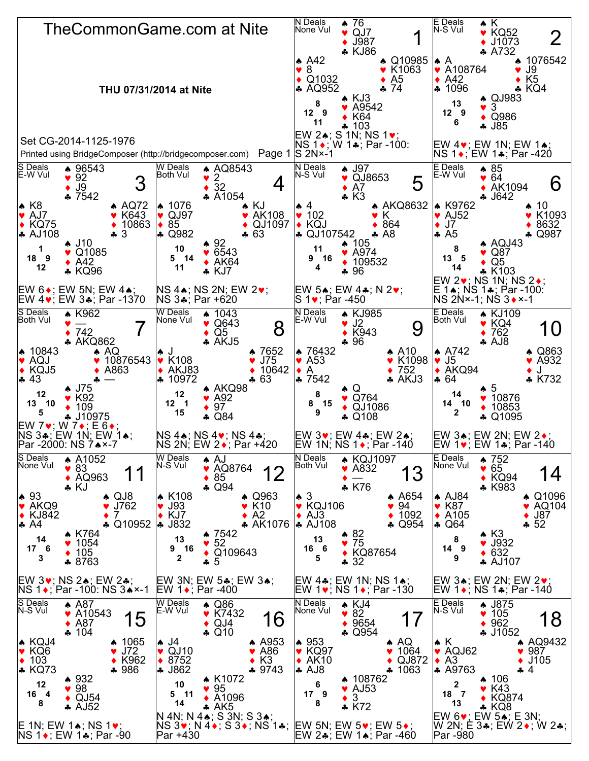# TheCommonGame.com at Nite

**THU 07/31/2014 at Nite**

Set CG-2014-1125-1976

Printed using BridgeComposer (http://bridgecomposer.com)

## Board 1
N Deals, None Vul

North: ♠ 76 ♥ QJ7 ♦ J987 ♣ KJ86
West: ♠ A42 ♥ 8 ♦ Q1032 ♣ AQ952
East: ♠ Q10985 ♥ K1063 ♦ A5 ♣ 74
South: ♠ KJ3 ♥ A9542 ♦ K64 ♣ 103

HCP: N 8, W 12, E 9, S 11

EW 2♠; S 1N; NS 1♥; NS 1♦; W 1♣; Par -100: S 2N×-1

## Board 2
E Deals, N-S Vul

North: ♠ K ♥ KQ52 ♦ J1073 ♣ A732
West: ♠ A ♥ A108764 ♦ A42 ♣ 1096
East: ♠ 1076542 ♥ J9 ♦ K5 ♣ KQ4
South: ♠ QJ983 ♥ 3 ♦ Q986 ♣ J85

HCP: N 13, W 12, E 9, S 6

EW 4♥; EW 1N; EW 1♠; NS 1♦; EW 1♣; Par -420

## Board 3
S Deals, E-W Vul

North: ♠ 96543 ♥ 92 ♦ J9 ♣ 7542
West: ♠ K8 ♥ AJ7 ♦ KQ75 ♣ AJ108
East: ♠ AQ72 ♥ K643 ♦ 10863 ♣ 3
South: ♠ J10 ♥ Q1085 ♦ A42 ♣ KQ96

HCP: N 1, W 18, E 9, S 12

EW 6♦; EW 5N; EW 4♠; EW 4♥; EW 3♣; Par -1370

## Board 4
W Deals, Both Vul

North: ♠ AQ8543 ♥ 2 ♦ 32 ♣ A1054
West: ♠ 1076 ♥ QJ97 ♦ 85 ♣ Q982
East: ♠ KJ ♥ AK108 ♦ QJ1097 ♣ 63
South: ♠ 92 ♥ 6543 ♦ AK64 ♣ KJ7

HCP: N 10, W 5, E 14, S 11

NS 4♠; NS 2N; EW 2♥; NS 3♣; Par +620

## Board 5
N Deals, N-S Vul

North: ♠ J97 ♥ QJ8653 ♦ A7 ♣ K3
West: ♠ 4 ♥ 102 ♦ KQJ ♣ QJ107542
East: ♠ AKQ8632 ♥ K ♦ 864 ♣ A8
South: ♠ 105 ♥ A974 ♦ 109532 ♣ 96

HCP: N 11, W 9, E 16, S 4

EW 5♠; EW 4♣; N 2♥; S 1♥; Par -450

## Board 6
E Deals, E-W Vul

North: ♠ 85 ♥ 64 ♦ AK1094 ♣ J642
West: ♠ K9762 ♥ AJ52 ♦ J7 ♣ A5
East: ♠ 10 ♥ K1093 ♦ 8632 ♣ Q987
South: ♠ AQJ43 ♥ Q87 ♦ Q5 ♣ K103

HCP: N 8, W 13, E 5, S 14

EW 2♥; NS 1N; NS 2♦; E 1♠; NS 1♣; Par -100: NS 2N×-1; NS 3♦×-1

## Board 7
S Deals, Both Vul

North: ♠ K962 ♥ — ♦ 742 ♣ AKQ862
West: ♠ 10843 ♥ AQJ ♦ KQJ5 ♣ 43
East: ♠ AQ ♥ 10876543 ♦ A863 ♣ —
South: ♠ J75 ♥ K92 ♦ 109 ♣ J10975

HCP: N 12, W 13, E 10, S 5

EW 7♥; W 7♦; E 6♦; NS 3♣; EW 1N; EW 1♠; Par -2000: NS 7♠×-7

## Board 8
W Deals, None Vul

North: ♠ 1043 ♥ Q643 ♦ Q5 ♣ AKJ5
West: ♠ J ♥ K108 ♦ AKJ83 ♣ 10972
East: ♠ 7652 ♥ J75 ♦ 10642 ♣ 63
South: ♠ AKQ98 ♥ A92 ♦ 97 ♣ Q84

HCP: N 12, W 12, E 1, S 15

NS 4♠; NS 4♥; NS 4♣; NS 2N; EW 2♦; Par +420

## Board 9
N Deals, E-W Vul

North: ♠ KJ985 ♥ J2 ♦ K943 ♣ 96
West: ♠ 76432 ♥ A53 ♦ A ♣ 7542
East: ♠ A10 ♥ K1098 ♦ 752 ♣ AKJ3
South: ♠ Q ♥ Q764 ♦ QJ1086 ♣ Q108

HCP: N 8, W 8, E 15, S 9

EW 3♥; EW 4♣; EW 2♠; EW 1N; NS 1♦; Par -140

## Board 10
E Deals, Both Vul

North: ♠ KJ109 ♥ KQ4 ♦ 762 ♣ AJ8
West: ♠ A742 ♥ J5 ♦ AKQ94 ♣ 64
East: ♠ Q863 ♥ A932 ♦ J ♣ K732
South: ♠ 5 ♥ 10876 ♦ 10853 ♣ Q1095

HCP: N 14, W 14, E 10, S 2

EW 3♠; EW 2N; EW 2♦; EW 1♥; EW 1♣; Par -140

## Board 11
S Deals, None Vul

North: ♠ A1052 ♥ 83 ♦ AQ963 ♣ KJ
West: ♠ 93 ♥ AKQ9 ♦ KJ842 ♣ A4
East: ♠ QJ8 ♥ J762 ♦ 7 ♣ Q10952
South: ♠ K764 ♥ 1054 ♦ 105 ♣ 8763

HCP: N 14, W 17, E 6, S 3

EW 3♥; NS 2♠; EW 2♣; NS 1♦; Par -100: NS 3♠×-1

## Board 12
W Deals, N-S Vul

North: ♠ AJ ♥ AQ8764 ♦ 85 ♣ Q94
West: ♠ K108 ♥ J93 ♦ KJ7 ♣ J832
East: ♠ Q963 ♥ K10 ♦ A2 ♣ AK1076
South: ♠ 7542 ♥ 52 ♦ Q109643 ♣ 5

HCP: N 13, W 9, E 16, S 2

EW 3N; EW 5♣; EW 3♠; EW 1♦; Par -400

## Board 13
N Deals, Both Vul

North: ♠ KQJ1097 ♥ A832 ♦ — ♣ K76
West: ♠ 3 ♥ KQJ106 ♦ AJ3 ♣ AJ108
East: ♠ A654 ♥ 94 ♦ 1092 ♣ Q954
South: ♠ 82 ♥ 75 ♦ KQ87654 ♣ 32

HCP: N 13, W 16, E 6, S 5

EW 4♣; EW 1N; NS 1♠; EW 1♥; NS 1♦; Par -130

## Board 14
E Deals, None Vul

North: ♠ 752 ♥ 65 ♦ KQ94 ♣ K983
West: ♠ AJ84 ♥ K87 ♦ A105 ♣ Q64
East: ♠ Q1096 ♥ AQ104 ♦ J87 ♣ 52
South: ♠ K3 ♥ J932 ♦ 632 ♣ AJ107

HCP: N 8, W 14, E 9, S 9

EW 3♠; EW 2N; EW 2♥; EW 1♦; NS 1♣; Par -140

## Board 15
S Deals, N-S Vul

North: ♠ A87 ♥ A10543 ♦ A87 ♣ 104
West: ♠ KQJ4 ♥ KQ6 ♦ 103 ♣ KQ73
East: ♠ 1065 ♥ J72 ♦ K962 ♣ 986
South: ♠ 932 ♥ 98 ♦ QJ54 ♣ AJ52

HCP: N 12, W 16, E 4, S 8

E 1N; EW 1♠; NS 1♥; NS 1♦; EW 1♣; Par -90

## Board 16
W Deals, E-W Vul

North: ♠ Q86 ♥ K7432 ♦ QJ4 ♣ Q10
West: ♠ J4 ♥ QJ10 ♦ 8752 ♣ J862
East: ♠ A953 ♥ A86 ♦ K3 ♣ 9743
South: ♠ K1072 ♥ 95 ♦ A1096 ♣ AK5

HCP: N 10, W 5, E 11, S 14

N 4N; N 4♠; S 3N; S 3♠; NS 3♥; N 4♦; S 3♦; NS 1♣; Par +430

## Board 17
N Deals, None Vul

North: ♠ KJ4 ♥ 82 ♦ 9654 ♣ Q954
West: ♠ 953 ♥ KQ97 ♦ AK10 ♣ AJ8
East: ♠ AQ ♥ 1064 ♦ QJ872 ♣ 1063
South: ♠ 108762 ♥ AJ53 ♦ 3 ♣ K72

HCP: N 6, W 17, E 9, S 8

EW 5N; EW 5♥; EW 5♦; EW 2♣; EW 1♠; Par -460

## Board 18
E Deals, N-S Vul

North: ♠ J875 ♥ 105 ♦ 962 ♣ J1052
West: ♠ K ♥ AQJ62 ♦ A3 ♣ A9763
East: ♠ AQ9432 ♥ 987 ♦ J105 ♣ 4
South: ♠ 106 ♥ K43 ♦ KQ874 ♣ KQ8

HCP: N 2, W 18, E 7, S 13

EW 6♥; EW 5♠; E 3N; W 2N; E 3♣; EW 2♦; W 2♣; Par -980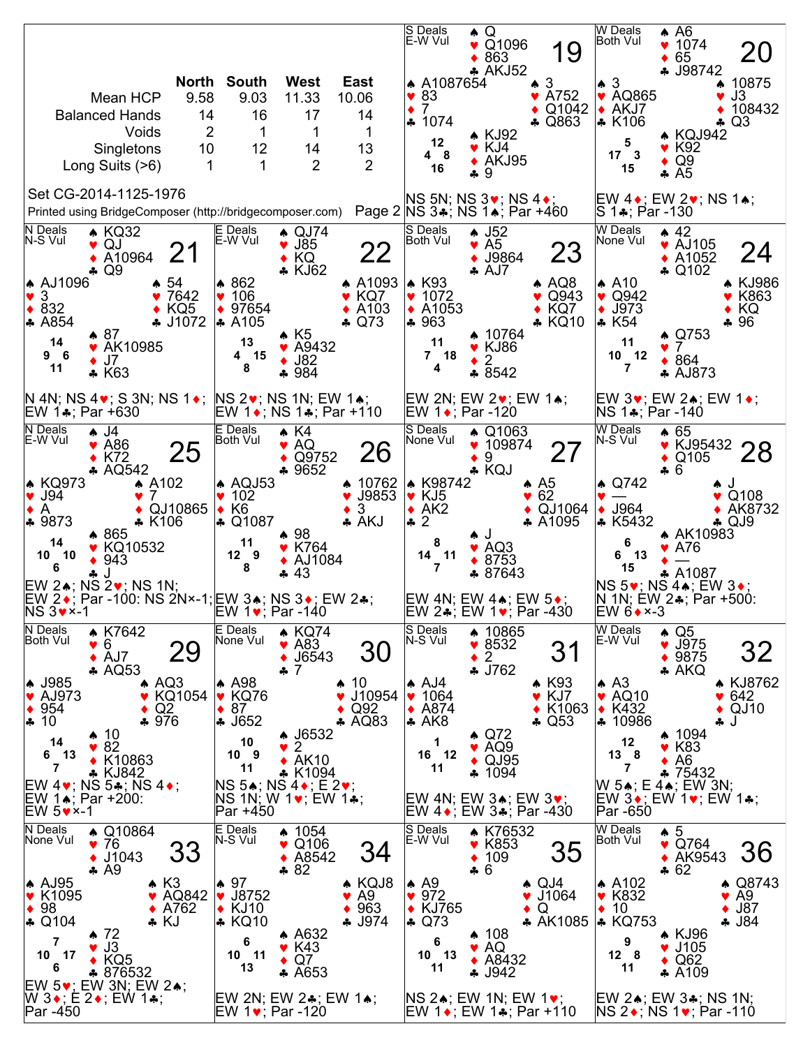| | North | South | West | East |
|---|---|---|---|---|
| Mean HCP | 9.58 | 9.03 | 11.33 | 10.06 |
| Balanced Hands | 14 | 16 | 17 | 14 |
| Voids | 2 | 1 | 1 | 1 |
| Singletons | 10 | 12 | 14 | 13 |
| Long Suits (>6) | 1 | 1 | 2 | 2 |

Set CG-2014-1125-1976

Printed using BridgeComposer (http://bridgecomposer.com)

## 19

S Deals, E-W Vul

North: ♠ Q ♥ Q1096 ♦ 863 ♣ AKJ52

West: ♠ A1087654 ♥ 83 ♦ 7 ♣ 1074

East: ♠ 3 ♥ A752 ♦ Q1042 ♣ Q863

South: ♠ KJ92 ♥ KJ4 ♦ AKJ95 ♣ 9

HCP: N 12, W 4, E 8, S 16

NS 5N; NS 3♥; NS 4♦; NS 3♣; NS 1♠; Par +460

## 20

W Deals, Both Vul

North: ♠ A6 ♥ 1074 ♦ 65 ♣ J98742

West: ♠ 3 ♥ AQ865 ♦ AKJ7 ♣ K106

East: ♠ 10875 ♥ J3 ♦ 108432 ♣ Q3

South: ♠ KQJ942 ♥ K92 ♦ Q9 ♣ A5

HCP: N 5, W 17, E 3, S 15

EW 4♦; EW 2♥; NS 1♠; S 1♣; Par -130

## 21

N Deals, N-S Vul

North: ♠ KQ32 ♥ QJ ♦ A10964 ♣ Q9

West: ♠ AJ1096 ♥ 3 ♦ 832 ♣ A854

East: ♠ 54 ♥ 7642 ♦ KQ5 ♣ J1072

South: ♠ 87 ♥ AK10985 ♦ J7 ♣ K63

HCP: N 14, W 9, E 6, S 11

N 4N; NS 4♥; S 3N; NS 1♦; EW 1♣; Par +630

## 22

E Deals, E-W Vul

North: ♠ QJ74 ♥ J85 ♦ KQ ♣ KJ62

West: ♠ 862 ♥ 106 ♦ 97654 ♣ A105

East: ♠ A1093 ♥ KQ7 ♦ A103 ♣ Q73

South: ♠ K5 ♥ A9432 ♦ J82 ♣ 984

HCP: N 13, W 4, E 15, S 8

NS 2♥; NS 1N; EW 1♠; EW 1♦; NS 1♣; Par +110

## 23

S Deals, Both Vul

North: ♠ J52 ♥ A5 ♦ J9864 ♣ AJ7

West: ♠ K93 ♥ 1072 ♦ A1053 ♣ 963

East: ♠ AQ8 ♥ Q943 ♦ KQ7 ♣ KQ10

South: ♠ 10764 ♥ KJ86 ♦ 2 ♣ 8542

HCP: N 11, W 7, E 18, S 4

EW 2N; EW 2♥; EW 1♠; EW 1♦; Par -120

## 24

W Deals, None Vul

North: ♠ 42 ♥ AJ105 ♦ A1052 ♣ Q102

West: ♠ A10 ♥ Q942 ♦ J973 ♣ K54

East: ♠ KJ986 ♥ K863 ♦ KQ ♣ 96

South: ♠ Q753 ♥ 7 ♦ 864 ♣ AJ873

HCP: N 11, W 10, E 12, S 7

EW 3♥; EW 2♠; EW 1♦; NS 1♣; Par -140

## 25

N Deals, E-W Vul

North: ♠ J4 ♥ A86 ♦ K72 ♣ AQ542

West: ♠ KQ973 ♥ J94 ♦ A ♣ 9873

East: ♠ A102 ♥ 7 ♦ QJ10865 ♣ K106

South: ♠ 865 ♥ KQ10532 ♦ 943 ♣ J

HCP: N 14, W 10, E 10, S 6

EW 2♠; NS 2♥; NS 1N; EW 2♦; Par -100: NS 2N×-1; NS 3♥×-1

## 26

E Deals, Both Vul

North: ♠ K4 ♥ AQ ♦ Q9752 ♣ 9652

West: ♠ AQJ53 ♥ 102 ♦ K6 ♣ Q1087

East: ♠ 10762 ♥ J9853 ♦ 3 ♣ AKJ

South: ♠ 98 ♥ K764 ♦ AJ1084 ♣ 43

HCP: N 11, W 12, E 9, S 8

EW 3♠; NS 3♦; EW 2♣; EW 1♥; Par -140

## 27

S Deals, None Vul

North: ♠ Q1063 ♥ 109874 ♦ 9 ♣ KQJ

West: ♠ K98742 ♥ KJ5 ♦ AK2 ♣ 2

East: ♠ A5 ♥ 62 ♦ QJ1064 ♣ A1095

South: ♠ J ♥ AQ3 ♦ 8753 ♣ 87643

HCP: N 8, W 14, E 11, S 7

EW 4N; EW 4♠; EW 5♦; EW 2♣; EW 1♥; Par -430

## 28

W Deals, N-S Vul

North: ♠ 65 ♥ KJ95432 ♦ Q105 ♣ 6

West: ♠ Q742 ♥ — ♦ J964 ♣ K5432

East: ♠ J ♥ Q108 ♦ AK8732 ♣ QJ9

South: ♠ AK10983 ♥ A76 ♦ — ♣ A1087

HCP: N 6, W 6, E 13, S 15

NS 5♥; NS 4♠; EW 3♦; N 1N; EW 2♣; Par +500: EW 6♦×-3

## 29

N Deals, Both Vul

North: ♠ K7642 ♥ 6 ♦ AJ7 ♣ AQ53

West: ♠ J985 ♥ AJ973 ♦ 954 ♣ 10

East: ♠ AQ3 ♥ KQ1054 ♦ Q2 ♣ 976

South: ♠ 10 ♥ 82 ♦ K10863 ♣ KJ842

HCP: N 14, W 6, E 13, S 7

EW 4♥; NS 5♣; NS 4♦; EW 1♠; Par +200: EW 5♥×-1

## 30

E Deals, None Vul

North: ♠ KQ74 ♥ A83 ♦ J6543 ♣ 7

West: ♠ A98 ♥ KQ76 ♦ 87 ♣ J652

East: ♠ 10 ♥ J10954 ♦ Q92 ♣ AQ83

South: ♠ J6532 ♥ 2 ♦ AK10 ♣ K1094

HCP: N 10, W 10, E 9, S 11

NS 5♠; NS 4♦; E 2♥; NS 1N; W 1♥; EW 1♣; Par +450

## 31

S Deals, N-S Vul

North: ♠ 10865 ♥ 8532 ♦ 2 ♣ J762

West: ♠ AJ4 ♥ 1064 ♦ A874 ♣ AK8

East: ♠ K93 ♥ KJ7 ♦ K1063 ♣ Q53

South: ♠ Q72 ♥ AQ9 ♦ QJ95 ♣ 1094

HCP: N 1, W 16, E 12, S 11

EW 4N; EW 3♠; EW 3♥; EW 4♦; EW 3♣; Par -430

## 32

W Deals, E-W Vul

North: ♠ Q5 ♥ J975 ♦ 9875 ♣ AKQ

West: ♠ A3 ♥ AQ10 ♦ K432 ♣ 10986

East: ♠ KJ8762 ♥ 642 ♦ QJ10 ♣ J

South: ♠ 1094 ♥ K83 ♦ A6 ♣ 75432

HCP: N 12, W 13, E 8, S 7

W 5♠; E 4♠; EW 3N; EW 3♦; EW 1♥; EW 1♣; Par -650

## 33

N Deals, None Vul

North: ♠ Q10864 ♥ 76 ♦ J1043 ♣ A9

West: ♠ AJ95 ♥ K1095 ♦ 98 ♣ Q104

East: ♠ K3 ♥ AQ842 ♦ A762 ♣ KJ

South: ♠ 72 ♥ J3 ♦ KQ5 ♣ 876532

HCP: N 7, W 10, E 17, S 6

EW 5♥; EW 3N; EW 2♠; W 3♦; E 2♦; EW 1♣; Par -450

## 34

E Deals, N-S Vul

North: ♠ 1054 ♥ Q106 ♦ A8542 ♣ 82

West: ♠ 97 ♥ J8752 ♦ KJ10 ♣ KQ10

East: ♠ KQJ8 ♥ A9 ♦ 963 ♣ J974

South: ♠ A632 ♥ K43 ♦ Q7 ♣ A653

HCP: N 6, W 10, E 11, S 13

EW 2N; EW 2♣; EW 1♠; EW 1♥; Par -120

## 35

S Deals, E-W Vul

North: ♠ K76532 ♥ K853 ♦ 109 ♣ 6

West: ♠ A9 ♥ 972 ♦ KJ765 ♣ Q73

East: ♠ QJ4 ♥ J1064 ♦ Q ♣ AK1085

South: ♠ 108 ♥ AQ ♦ A8432 ♣ J942

HCP: N 6, W 10, E 13, S 11

NS 2♠; EW 1N; EW 1♥; EW 1♦; EW 1♣; Par +110

## 36

W Deals, Both Vul

North: ♠ 5 ♥ Q764 ♦ AK9543 ♣ 62

West: ♠ A102 ♥ K832 ♦ 10 ♣ KQ753

East: ♠ Q8743 ♥ A9 ♦ J87 ♣ J84

South: ♠ KJ96 ♥ J105 ♦ Q62 ♣ A109

HCP: N 9, W 12, E 8, S 11

EW 2♠; EW 3♣; NS 1N; NS 2♦; NS 1♥; Par -110